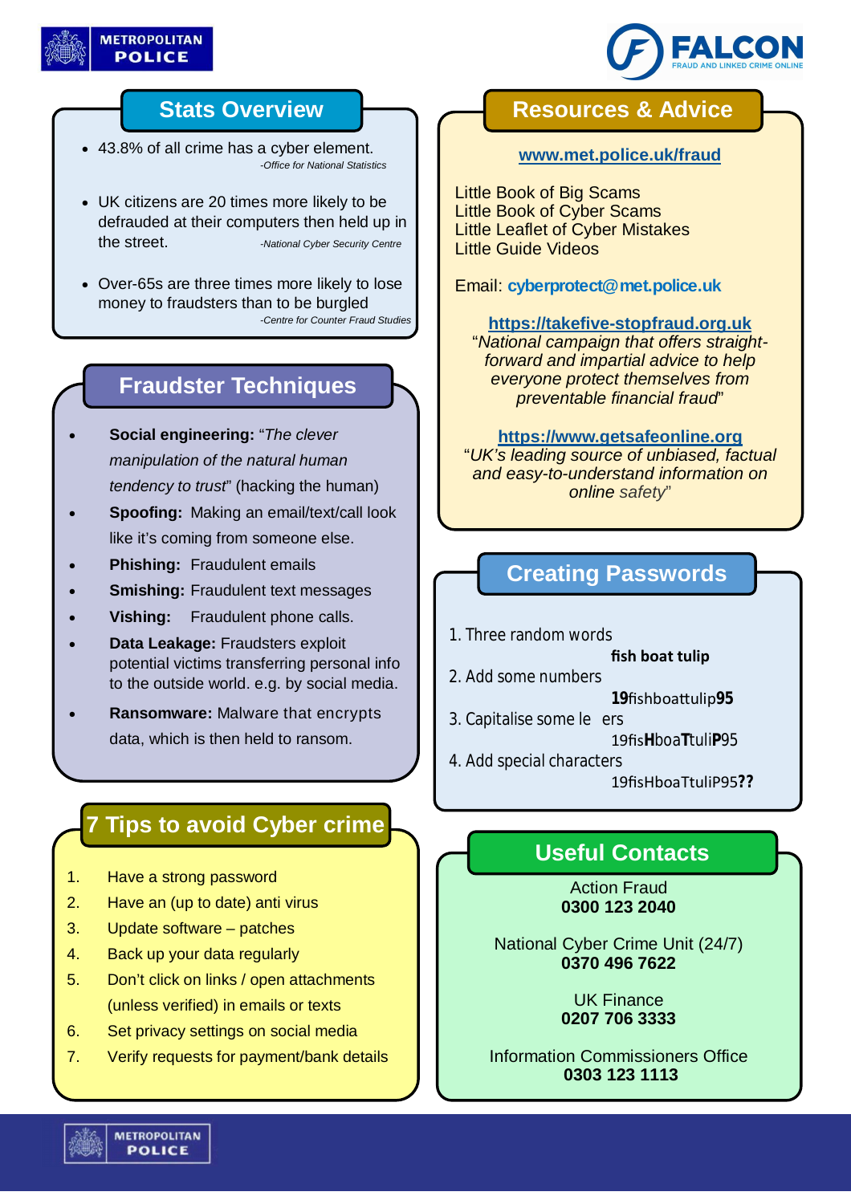## Stats Overview

- 43.8% of all crime has a cyber element.
  *-Office for National Statistics*
- UK citizens are 20 times more likely to be defrauded at their computers then held up in the street.
  *-National Cyber Security Centre*
- Over-65s are three times more likely to lose money to fraudsters than to be burgled
  *-Centre for Counter Fraud Studies*

## Fraudster Techniques

- **Social engineering:** "*The clever manipulation of the natural human tendency to trust*" (hacking the human)
- **Spoofing:** Making an email/text/call look like it's coming from someone else.
- **Phishing:** Fraudulent emails
- **Smishing:** Fraudulent text messages
- **Vishing:** Fraudulent phone calls.
- **Data Leakage:** Fraudsters exploit potential victims transferring personal info to the outside world. e.g. by social media.
- **Ransomware:** Malware that encrypts data, which is then held to ransom.

## 7 Tips to avoid Cyber crime

1. Have a strong password
2. Have an (up to date) anti virus
3. Update software – patches
4. Back up your data regularly
5. Don't click on links / open attachments (unless verified) in emails or texts
6. Set privacy settings on social media
7. Verify requests for payment/bank details

## Resources & Advice

**www.met.police.uk/fraud**

Little Book of Big Scams
Little Book of Cyber Scams
Little Leaflet of Cyber Mistakes
Little Guide Videos

Email: **cyberprotect@met.police.uk**

**https://takefive-stopfraud.org.uk**
"*National campaign that offers straight-forward and impartial advice to help everyone protect themselves from preventable financial fraud*"

**https://www.getsafeonline.org**
"*UK's leading source of unbiased, factual and easy-to-understand information on online safety*"

## Creating Passwords

1. Three random words
   **fish boat tulip**
2. Add some numbers
   **19**fishboattulip**95**
3. Capitalise some le ers
   19fis**H**boa**T**tuli**P**95
4. Add special characters
   19fisHboaTtuliP95**??**

## Useful Contacts

Action Fraud
**0300 123 2040**

National Cyber Crime Unit (24/7)
**0370 496 7622**

UK Finance
**0207 706 3333**

Information Commissioners Office
**0303 123 1113**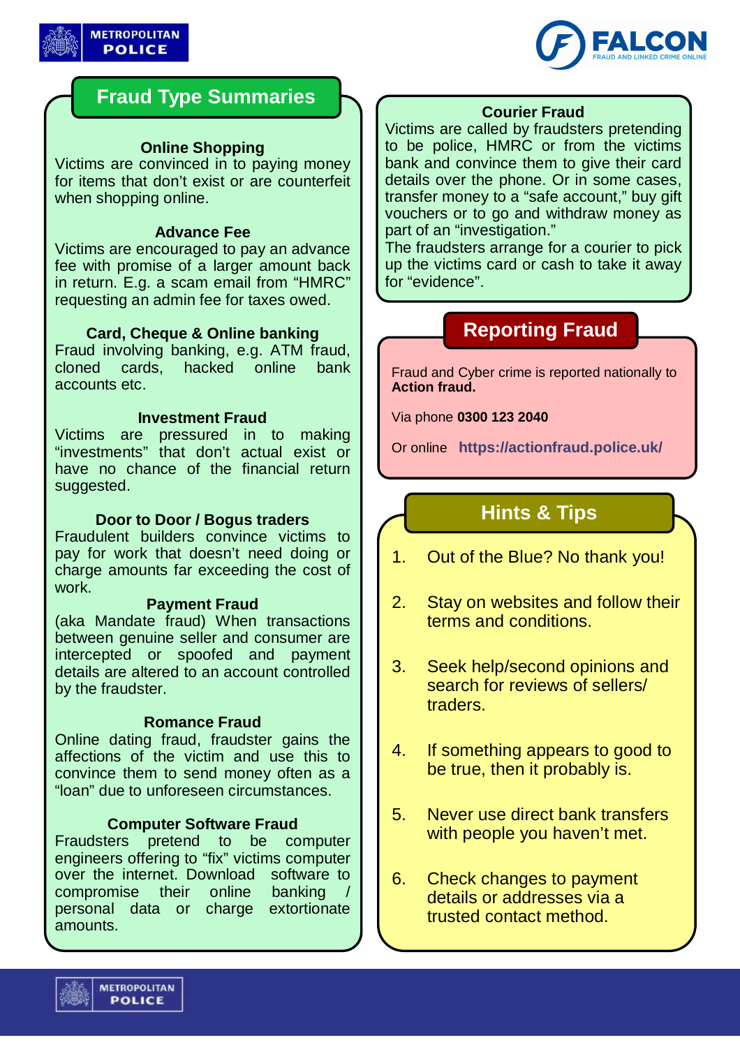## Fraud Type Summaries

### Online Shopping

Victims are convinced in to paying money for items that don't exist or are counterfeit when shopping online.

### Advance Fee

Victims are encouraged to pay an advance fee with promise of a larger amount back in return. E.g. a scam email from "HMRC" requesting an admin fee for taxes owed.

### Card, Cheque & Online banking

Fraud involving banking, e.g. ATM fraud, cloned cards, hacked online bank accounts etc.

### Investment Fraud

Victims are pressured in to making "investments" that don't actual exist or have no chance of the financial return suggested.

### Door to Door / Bogus traders

Fraudulent builders convince victims to pay for work that doesn't need doing or charge amounts far exceeding the cost of work.

### Payment Fraud

(aka Mandate fraud) When transactions between genuine seller and consumer are intercepted or spoofed and payment details are altered to an account controlled by the fraudster.

### Romance Fraud

Online dating fraud, fraudster gains the affections of the victim and use this to convince them to send money often as a "loan" due to unforeseen circumstances.

### Computer Software Fraud

Fraudsters pretend to be computer engineers offering to "fix" victims computer over the internet. Download software to compromise their online banking / personal data or charge extortionate amounts.

### Courier Fraud

Victims are called by fraudsters pretending to be police, HMRC or from the victims bank and convince them to give their card details over the phone. Or in some cases, transfer money to a "safe account," buy gift vouchers or to go and withdraw money as part of an "investigation."
The fraudsters arrange for a courier to pick up the victims card or cash to take it away for "evidence".

## Reporting Fraud

Fraud and Cyber crime is reported nationally to **Action fraud.**

Via phone **0300 123 2040**

Or online **https://actionfraud.police.uk/**

## Hints & Tips

1. Out of the Blue? No thank you!
2. Stay on websites and follow their terms and conditions.
3. Seek help/second opinions and search for reviews of sellers/ traders.
4. If something appears to good to be true, then it probably is.
5. Never use direct bank transfers with people you haven't met.
6. Check changes to payment details or addresses via a trusted contact method.